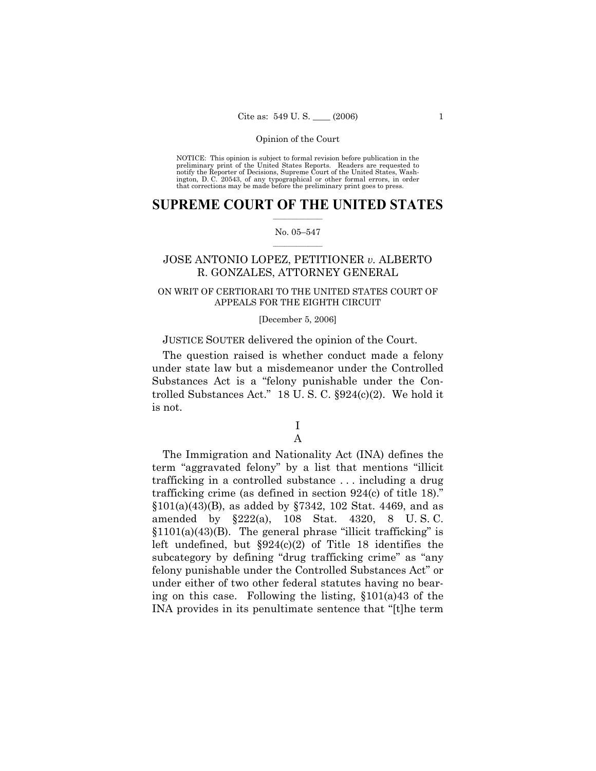NOTICE: This opinion is subject to formal revision before publication in the preliminary print of the United States Reports. Readers are requested to notify the Reporter of Decisions, Supreme Court of the United States, Washington, D. C. 20543, of any typographical or other formal errors, in order that corrections may be made before the preliminary print goes to press.

# SUPREME COURT OF THE UNITED STATES

No. 05–547

## JOSE ANTONIO LOPEZ, PETITIONER *v.* ALBERTO R. GONZALES, ATTORNEY GENERAL

ON WRIT OF CERTIORARI TO THE UNITED STATES COURT OF APPEALS FOR THE EIGHTH CIRCUIT

[December 5, 2006]

JUSTICE SOUTER delivered the opinion of the Court.

The question raised is whether conduct made a felony under state law but a misdemeanor under the Controlled Substances Act is a "felony punishable under the Controlled Substances Act." 18 U. S. C. §924(c)(2). We hold it is not.

### I

### A

The Immigration and Nationality Act (INA) defines the term "aggravated felony" by a list that mentions "illicit trafficking in a controlled substance . . . including a drug trafficking crime (as defined in section 924(c) of title 18)." §101(a)(43)(B), as added by §7342, 102 Stat. 4469, and as amended by §222(a), 108 Stat. 4320, 8 U. S. C. §1101(a)(43)(B). The general phrase "illicit trafficking" is left undefined, but §924(c)(2) of Title 18 identifies the subcategory by defining "drug trafficking crime" as "any felony punishable under the Controlled Substances Act" or under either of two other federal statutes having no bearing on this case. Following the listing, §101(a)43 of the INA provides in its penultimate sentence that "[t]he term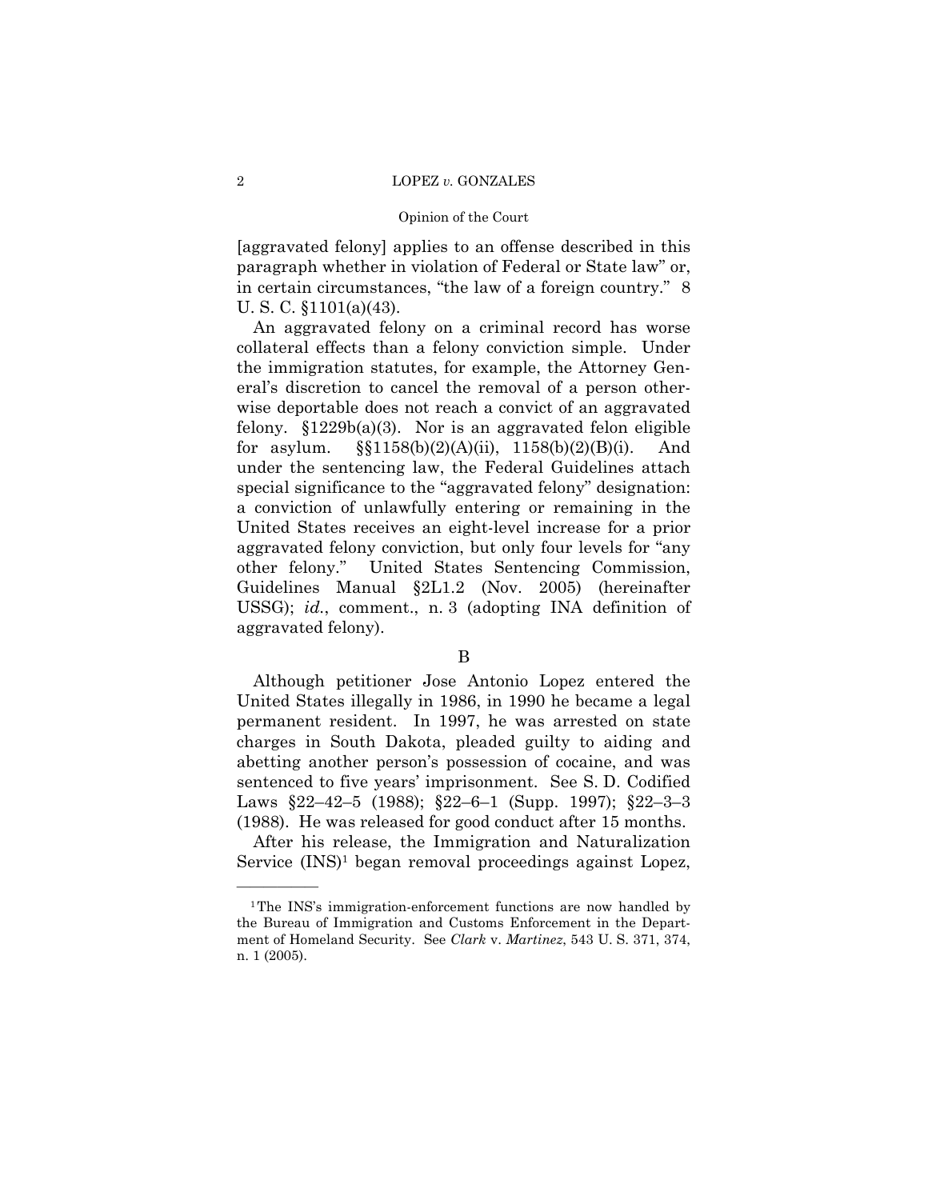[aggravated felony] applies to an offense described in this paragraph whether in violation of Federal or State law" or, in certain circumstances, "the law of a foreign country." 8 U. S. C. §1101(a)(43).

An aggravated felony on a criminal record has worse collateral effects than a felony conviction simple. Under the immigration statutes, for example, the Attorney General's discretion to cancel the removal of a person otherwise deportable does not reach a convict of an aggravated felony. §1229b(a)(3). Nor is an aggravated felon eligible for asylum. §§1158(b)(2)(A)(ii), 1158(b)(2)(B)(i). And under the sentencing law, the Federal Guidelines attach special significance to the "aggravated felony" designation: a conviction of unlawfully entering or remaining in the United States receives an eight-level increase for a prior aggravated felony conviction, but only four levels for "any other felony." United States Sentencing Commission, Guidelines Manual §2L1.2 (Nov. 2005) (hereinafter USSG); *id.*, comment., n. 3 (adopting INA definition of aggravated felony).

B

Although petitioner Jose Antonio Lopez entered the United States illegally in 1986, in 1990 he became a legal permanent resident. In 1997, he was arrested on state charges in South Dakota, pleaded guilty to aiding and abetting another person's possession of cocaine, and was sentenced to five years' imprisonment. See S. D. Codified Laws §22–42–5 (1988); §22–6–1 (Supp. 1997); §22–3–3 (1988). He was released for good conduct after 15 months.

After his release, the Immigration and Naturalization Service (INS)[1] began removal proceedings against Lopez,

---

[1] The INS's immigration-enforcement functions are now handled by the Bureau of Immigration and Customs Enforcement in the Department of Homeland Security. See *Clark* v. *Martinez*, 543 U. S. 371, 374, n. 1 (2005).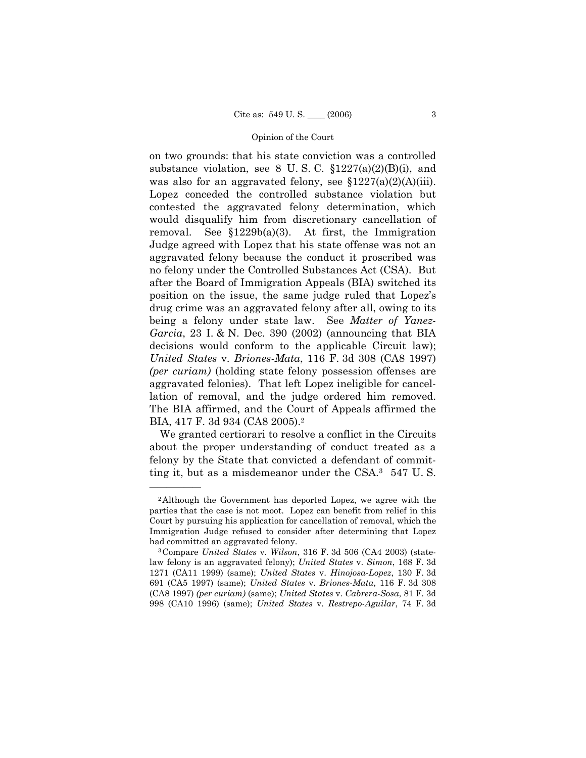on two grounds: that his state conviction was a controlled substance violation, see 8 U. S. C. §1227(a)(2)(B)(i), and was also for an aggravated felony, see §1227(a)(2)(A)(iii). Lopez conceded the controlled substance violation but contested the aggravated felony determination, which would disqualify him from discretionary cancellation of removal. See §1229b(a)(3). At first, the Immigration Judge agreed with Lopez that his state offense was not an aggravated felony because the conduct it proscribed was no felony under the Controlled Substances Act (CSA). But after the Board of Immigration Appeals (BIA) switched its position on the issue, the same judge ruled that Lopez's drug crime was an aggravated felony after all, owing to its being a felony under state law. See *Matter of Yanez-Garcia*, 23 I. & N. Dec. 390 (2002) (announcing that BIA decisions would conform to the applicable Circuit law); *United States* v. *Briones-Mata*, 116 F. 3d 308 (CA8 1997) *(per curiam)* (holding state felony possession offenses are aggravated felonies). That left Lopez ineligible for cancellation of removal, and the judge ordered him removed. The BIA affirmed, and the Court of Appeals affirmed the BIA, 417 F. 3d 934 (CA8 2005).[2]

We granted certiorari to resolve a conflict in the Circuits about the proper understanding of conduct treated as a felony by the State that convicted a defendant of committing it, but as a misdemeanor under the CSA.[3] 547 U. S.

---

[2] Although the Government has deported Lopez, we agree with the parties that the case is not moot. Lopez can benefit from relief in this Court by pursuing his application for cancellation of removal, which the Immigration Judge refused to consider after determining that Lopez had committed an aggravated felony.

[3] Compare *United States* v. *Wilson*, 316 F. 3d 506 (CA4 2003) (state-law felony is an aggravated felony); *United States* v. *Simon*, 168 F. 3d 1271 (CA11 1999) (same); *United States* v. *Hinojosa-Lopez*, 130 F. 3d 691 (CA5 1997) (same); *United States* v. *Briones-Mata*, 116 F. 3d 308 (CA8 1997) *(per curiam)* (same); *United States* v. *Cabrera-Sosa*, 81 F. 3d 998 (CA10 1996) (same); *United States* v. *Restrepo-Aguilar*, 74 F. 3d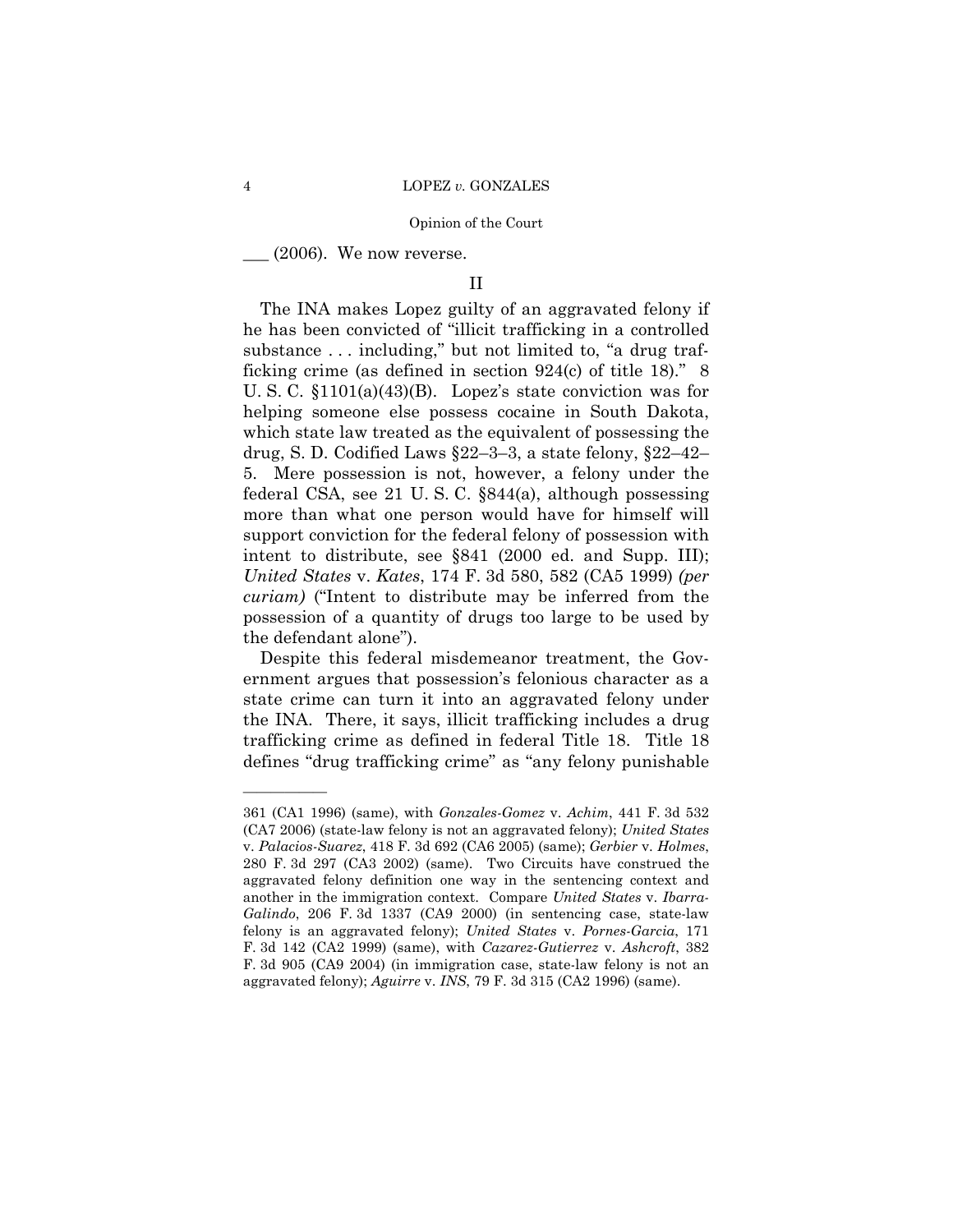___ (2006). We now reverse.

## II

The INA makes Lopez guilty of an aggravated felony if he has been convicted of "illicit trafficking in a controlled substance . . . including," but not limited to, "a drug trafficking crime (as defined in section 924(c) of title 18)." 8 U. S. C. §1101(a)(43)(B). Lopez's state conviction was for helping someone else possess cocaine in South Dakota, which state law treated as the equivalent of possessing the drug, S. D. Codified Laws §22–3–3, a state felony, §22–42–5. Mere possession is not, however, a felony under the federal CSA, see 21 U. S. C. §844(a), although possessing more than what one person would have for himself will support conviction for the federal felony of possession with intent to distribute, see §841 (2000 ed. and Supp. III); *United States* v. *Kates*, 174 F. 3d 580, 582 (CA5 1999) *(per curiam)* ("Intent to distribute may be inferred from the possession of a quantity of drugs too large to be used by the defendant alone").

Despite this federal misdemeanor treatment, the Government argues that possession's felonious character as a state crime can turn it into an aggravated felony under the INA. There, it says, illicit trafficking includes a drug trafficking crime as defined in federal Title 18. Title 18 defines "drug trafficking crime" as "any felony punishable

---

361 (CA1 1996) (same), with *Gonzales-Gomez* v. *Achim*, 441 F. 3d 532 (CA7 2006) (state-law felony is not an aggravated felony); *United States* v. *Palacios-Suarez*, 418 F. 3d 692 (CA6 2005) (same); *Gerbier* v. *Holmes*, 280 F. 3d 297 (CA3 2002) (same). Two Circuits have construed the aggravated felony definition one way in the sentencing context and another in the immigration context. Compare *United States* v. *Ibarra-Galindo*, 206 F. 3d 1337 (CA9 2000) (in sentencing case, state-law felony is an aggravated felony); *United States* v. *Pornes-Garcia*, 171 F. 3d 142 (CA2 1999) (same), with *Cazarez-Gutierrez* v. *Ashcroft*, 382 F. 3d 905 (CA9 2004) (in immigration case, state-law felony is not an aggravated felony); *Aguirre* v. *INS*, 79 F. 3d 315 (CA2 1996) (same).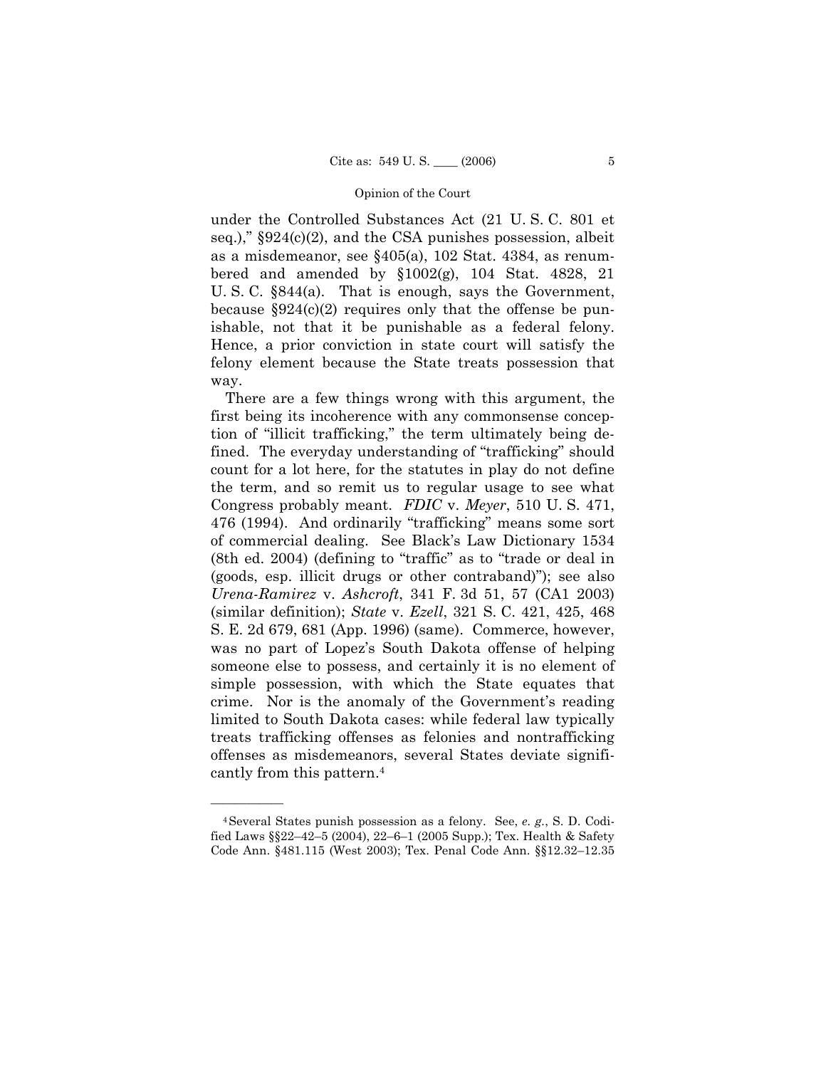under the Controlled Substances Act (21 U. S. C. 801 et seq.)," §924(c)(2), and the CSA punishes possession, albeit as a misdemeanor, see §405(a), 102 Stat. 4384, as renumbered and amended by §1002(g), 104 Stat. 4828, 21 U. S. C. §844(a). That is enough, says the Government, because §924(c)(2) requires only that the offense be punishable, not that it be punishable as a federal felony. Hence, a prior conviction in state court will satisfy the felony element because the State treats possession that way.

There are a few things wrong with this argument, the first being its incoherence with any commonsense conception of "illicit trafficking," the term ultimately being defined. The everyday understanding of "trafficking" should count for a lot here, for the statutes in play do not define the term, and so remit us to regular usage to see what Congress probably meant. *FDIC* v. *Meyer*, 510 U. S. 471, 476 (1994). And ordinarily "trafficking" means some sort of commercial dealing. See Black's Law Dictionary 1534 (8th ed. 2004) (defining to "traffic" as to "trade or deal in (goods, esp. illicit drugs or other contraband)"); see also *Urena-Ramirez* v. *Ashcroft*, 341 F. 3d 51, 57 (CA1 2003) (similar definition); *State* v. *Ezell*, 321 S. C. 421, 425, 468 S. E. 2d 679, 681 (App. 1996) (same). Commerce, however, was no part of Lopez's South Dakota offense of helping someone else to possess, and certainly it is no element of simple possession, with which the State equates that crime. Nor is the anomaly of the Government's reading limited to South Dakota cases: while federal law typically treats trafficking offenses as felonies and nontrafficking offenses as misdemeanors, several States deviate significantly from this pattern.[4]

---

[4] Several States punish possession as a felony. See, *e. g.*, S. D. Codified Laws §§22–42–5 (2004), 22–6–1 (2005 Supp.); Tex. Health & Safety Code Ann. §481.115 (West 2003); Tex. Penal Code Ann. §§12.32–12.35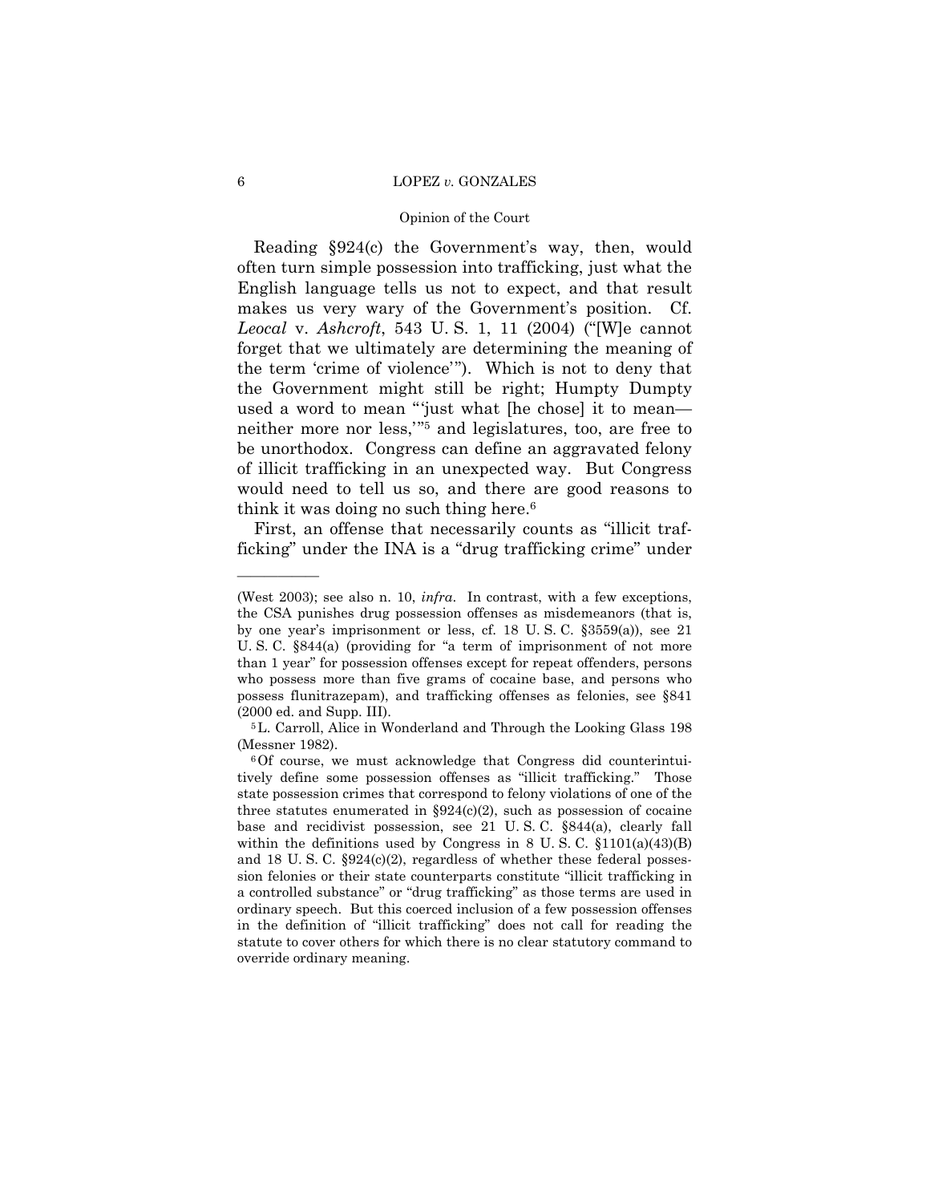Reading §924(c) the Government's way, then, would often turn simple possession into trafficking, just what the English language tells us not to expect, and that result makes us very wary of the Government's position. Cf. *Leocal* v. *Ashcroft*, 543 U. S. 1, 11 (2004) ("[W]e cannot forget that we ultimately are determining the meaning of the term 'crime of violence'"). Which is not to deny that the Government might still be right; Humpty Dumpty used a word to mean "'just what [he chose] it to mean—neither more nor less,'"[5] and legislatures, too, are free to be unorthodox. Congress can define an aggravated felony of illicit trafficking in an unexpected way. But Congress would need to tell us so, and there are good reasons to think it was doing no such thing here.[6]

First, an offense that necessarily counts as "illicit trafficking" under the INA is a "drug trafficking crime" under

---

(West 2003); see also n. 10, *infra*. In contrast, with a few exceptions, the CSA punishes drug possession offenses as misdemeanors (that is, by one year's imprisonment or less, cf. 18 U. S. C. §3559(a)), see 21 U. S. C. §844(a) (providing for "a term of imprisonment of not more than 1 year" for possession offenses except for repeat offenders, persons who possess more than five grams of cocaine base, and persons who possess flunitrazepam), and trafficking offenses as felonies, see §841 (2000 ed. and Supp. III).

[5] L. Carroll, Alice in Wonderland and Through the Looking Glass 198 (Messner 1982).

[6] Of course, we must acknowledge that Congress did counterintuitively define some possession offenses as "illicit trafficking." Those state possession crimes that correspond to felony violations of one of the three statutes enumerated in §924(c)(2), such as possession of cocaine base and recidivist possession, see 21 U. S. C. §844(a), clearly fall within the definitions used by Congress in 8 U. S. C. §1101(a)(43)(B) and 18 U. S. C. §924(c)(2), regardless of whether these federal possession felonies or their state counterparts constitute "illicit trafficking in a controlled substance" or "drug trafficking" as those terms are used in ordinary speech. But this coerced inclusion of a few possession offenses in the definition of "illicit trafficking" does not call for reading the statute to cover others for which there is no clear statutory command to override ordinary meaning.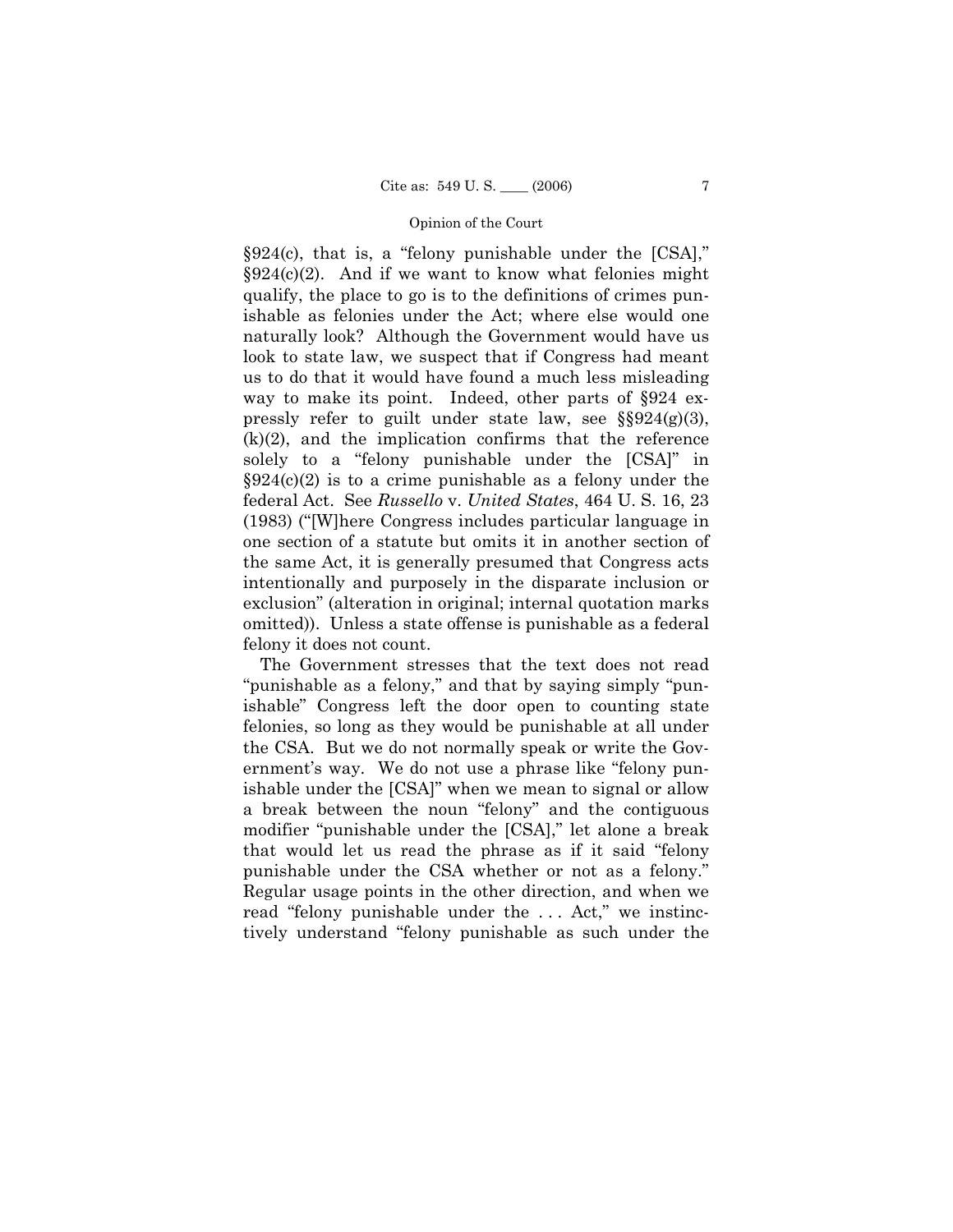§924(c), that is, a "felony punishable under the [CSA]," §924(c)(2). And if we want to know what felonies might qualify, the place to go is to the definitions of crimes punishable as felonies under the Act; where else would one naturally look? Although the Government would have us look to state law, we suspect that if Congress had meant us to do that it would have found a much less misleading way to make its point. Indeed, other parts of §924 expressly refer to guilt under state law, see §§924(g)(3), (k)(2), and the implication confirms that the reference solely to a "felony punishable under the [CSA]" in §924(c)(2) is to a crime punishable as a felony under the federal Act. See *Russello* v. *United States*, 464 U. S. 16, 23 (1983) ("[W]here Congress includes particular language in one section of a statute but omits it in another section of the same Act, it is generally presumed that Congress acts intentionally and purposely in the disparate inclusion or exclusion" (alteration in original; internal quotation marks omitted)). Unless a state offense is punishable as a federal felony it does not count.

The Government stresses that the text does not read "punishable as a felony," and that by saying simply "punishable" Congress left the door open to counting state felonies, so long as they would be punishable at all under the CSA. But we do not normally speak or write the Government's way. We do not use a phrase like "felony punishable under the [CSA]" when we mean to signal or allow a break between the noun "felony" and the contiguous modifier "punishable under the [CSA]," let alone a break that would let us read the phrase as if it said "felony punishable under the CSA whether or not as a felony." Regular usage points in the other direction, and when we read "felony punishable under the . . . Act," we instinctively understand "felony punishable as such under the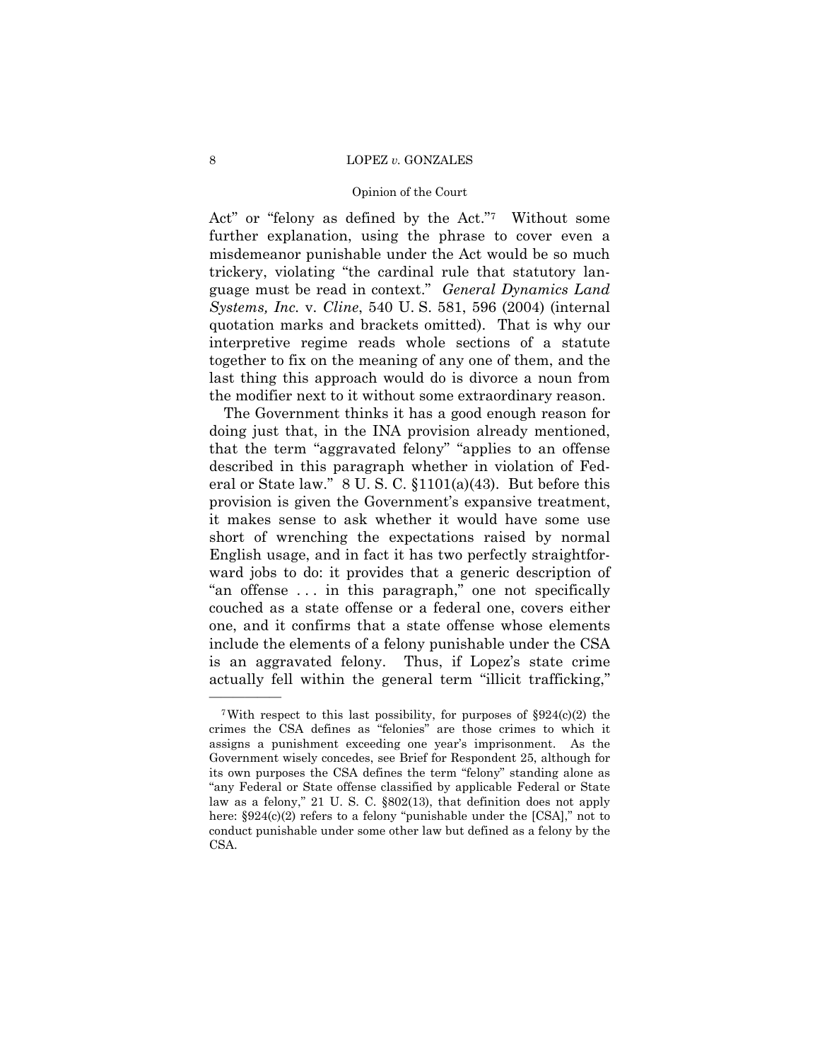Act" or "felony as defined by the Act."[7] Without some further explanation, using the phrase to cover even a misdemeanor punishable under the Act would be so much trickery, violating "the cardinal rule that statutory language must be read in context." *General Dynamics Land Systems, Inc.* v. *Cline*, 540 U. S. 581, 596 (2004) (internal quotation marks and brackets omitted). That is why our interpretive regime reads whole sections of a statute together to fix on the meaning of any one of them, and the last thing this approach would do is divorce a noun from the modifier next to it without some extraordinary reason.

The Government thinks it has a good enough reason for doing just that, in the INA provision already mentioned, that the term "aggravated felony" "applies to an offense described in this paragraph whether in violation of Federal or State law." 8 U. S. C. §1101(a)(43). But before this provision is given the Government's expansive treatment, it makes sense to ask whether it would have some use short of wrenching the expectations raised by normal English usage, and in fact it has two perfectly straightforward jobs to do: it provides that a generic description of "an offense . . . in this paragraph," one not specifically couched as a state offense or a federal one, covers either one, and it confirms that a state offense whose elements include the elements of a felony punishable under the CSA is an aggravated felony. Thus, if Lopez's state crime actually fell within the general term "illicit trafficking,"

---

[7] With respect to this last possibility, for purposes of §924(c)(2) the crimes the CSA defines as "felonies" are those crimes to which it assigns a punishment exceeding one year's imprisonment. As the Government wisely concedes, see Brief for Respondent 25, although for its own purposes the CSA defines the term "felony" standing alone as "any Federal or State offense classified by applicable Federal or State law as a felony," 21 U. S. C. §802(13), that definition does not apply here: §924(c)(2) refers to a felony "punishable under the [CSA]," not to conduct punishable under some other law but defined as a felony by the CSA.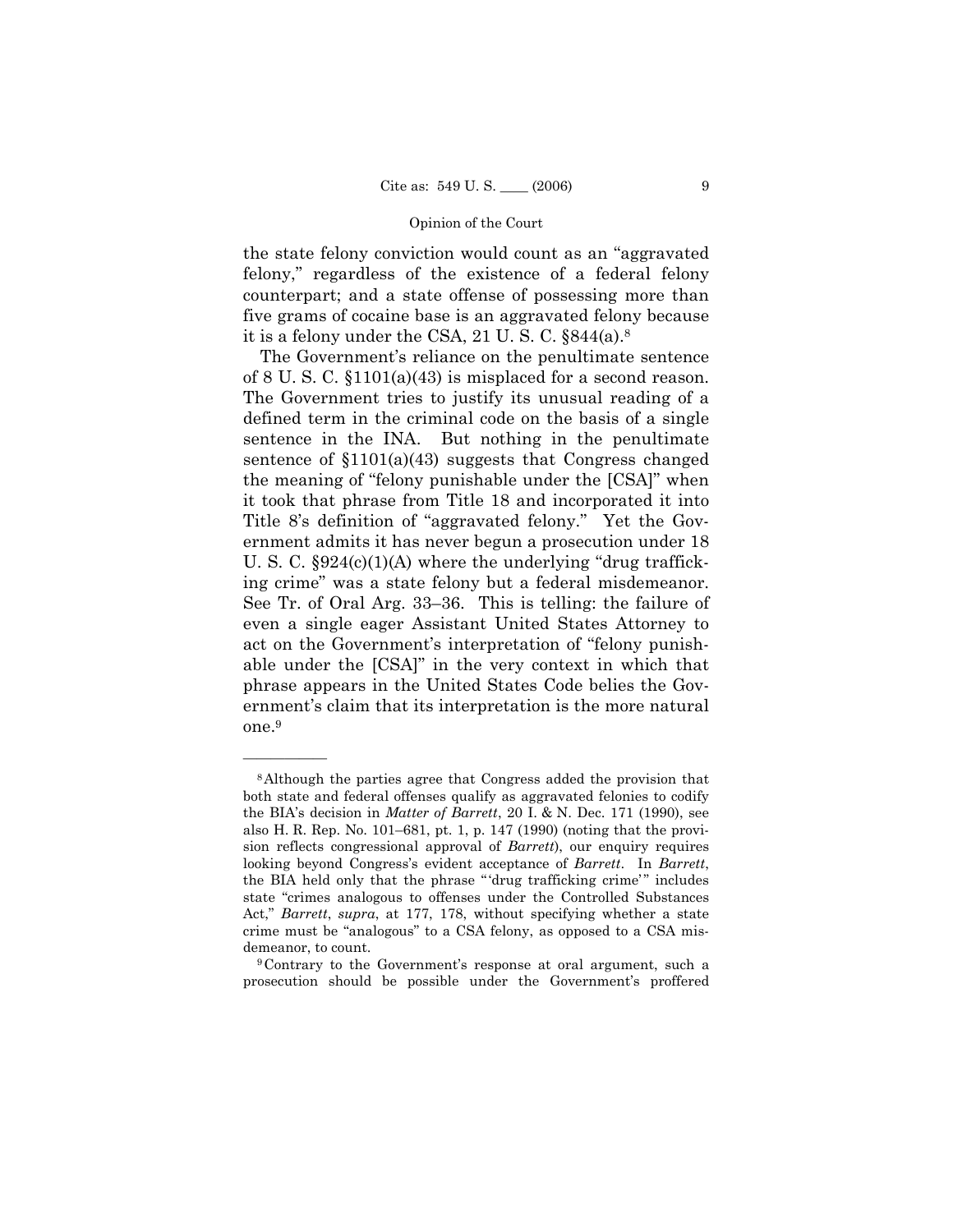the state felony conviction would count as an "aggravated felony," regardless of the existence of a federal felony counterpart; and a state offense of possessing more than five grams of cocaine base is an aggravated felony because it is a felony under the CSA, 21 U. S. C. §844(a).[8]

The Government's reliance on the penultimate sentence of 8 U. S. C. §1101(a)(43) is misplaced for a second reason. The Government tries to justify its unusual reading of a defined term in the criminal code on the basis of a single sentence in the INA. But nothing in the penultimate sentence of §1101(a)(43) suggests that Congress changed the meaning of "felony punishable under the [CSA]" when it took that phrase from Title 18 and incorporated it into Title 8's definition of "aggravated felony." Yet the Government admits it has never begun a prosecution under 18 U. S. C. §924(c)(1)(A) where the underlying "drug trafficking crime" was a state felony but a federal misdemeanor. See Tr. of Oral Arg. 33–36. This is telling: the failure of even a single eager Assistant United States Attorney to act on the Government's interpretation of "felony punishable under the [CSA]" in the very context in which that phrase appears in the United States Code belies the Government's claim that its interpretation is the more natural one.[9]

---

[8] Although the parties agree that Congress added the provision that both state and federal offenses qualify as aggravated felonies to codify the BIA's decision in *Matter of Barrett*, 20 I. & N. Dec. 171 (1990), see also H. R. Rep. No. 101–681, pt. 1, p. 147 (1990) (noting that the provision reflects congressional approval of *Barrett*), our enquiry requires looking beyond Congress's evident acceptance of *Barrett*. In *Barrett*, the BIA held only that the phrase "'drug trafficking crime'" includes state "crimes analogous to offenses under the Controlled Substances Act," *Barrett*, *supra*, at 177, 178, without specifying whether a state crime must be "analogous" to a CSA felony, as opposed to a CSA misdemeanor, to count.

[9] Contrary to the Government's response at oral argument, such a prosecution should be possible under the Government's proffered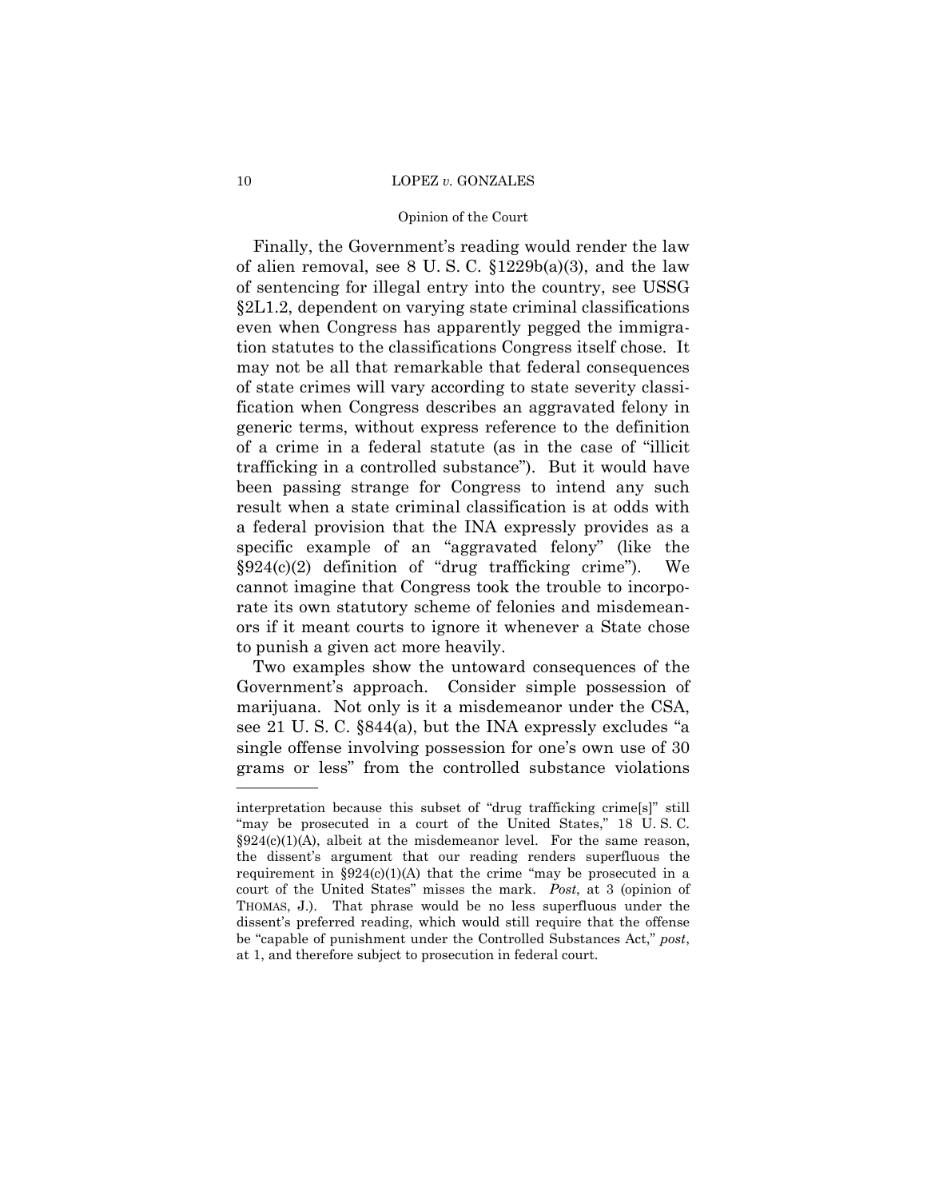Finally, the Government's reading would render the law of alien removal, see 8 U. S. C. §1229b(a)(3), and the law of sentencing for illegal entry into the country, see USSG §2L1.2, dependent on varying state criminal classifications even when Congress has apparently pegged the immigration statutes to the classifications Congress itself chose. It may not be all that remarkable that federal consequences of state crimes will vary according to state severity classification when Congress describes an aggravated felony in generic terms, without express reference to the definition of a crime in a federal statute (as in the case of "illicit trafficking in a controlled substance"). But it would have been passing strange for Congress to intend any such result when a state criminal classification is at odds with a federal provision that the INA expressly provides as a specific example of an "aggravated felony" (like the §924(c)(2) definition of "drug trafficking crime"). We cannot imagine that Congress took the trouble to incorporate its own statutory scheme of felonies and misdemeanors if it meant courts to ignore it whenever a State chose to punish a given act more heavily.

Two examples show the untoward consequences of the Government's approach. Consider simple possession of marijuana. Not only is it a misdemeanor under the CSA, see 21 U. S. C. §844(a), but the INA expressly excludes "a single offense involving possession for one's own use of 30 grams or less" from the controlled substance violations

---

interpretation because this subset of "drug trafficking crime[s]" still "may be prosecuted in a court of the United States," 18 U. S. C. §924(c)(1)(A), albeit at the misdemeanor level. For the same reason, the dissent's argument that our reading renders superfluous the requirement in §924(c)(1)(A) that the crime "may be prosecuted in a court of the United States" misses the mark. *Post*, at 3 (opinion of THOMAS, J.). That phrase would be no less superfluous under the dissent's preferred reading, which would still require that the offense be "capable of punishment under the Controlled Substances Act," *post*, at 1, and therefore subject to prosecution in federal court.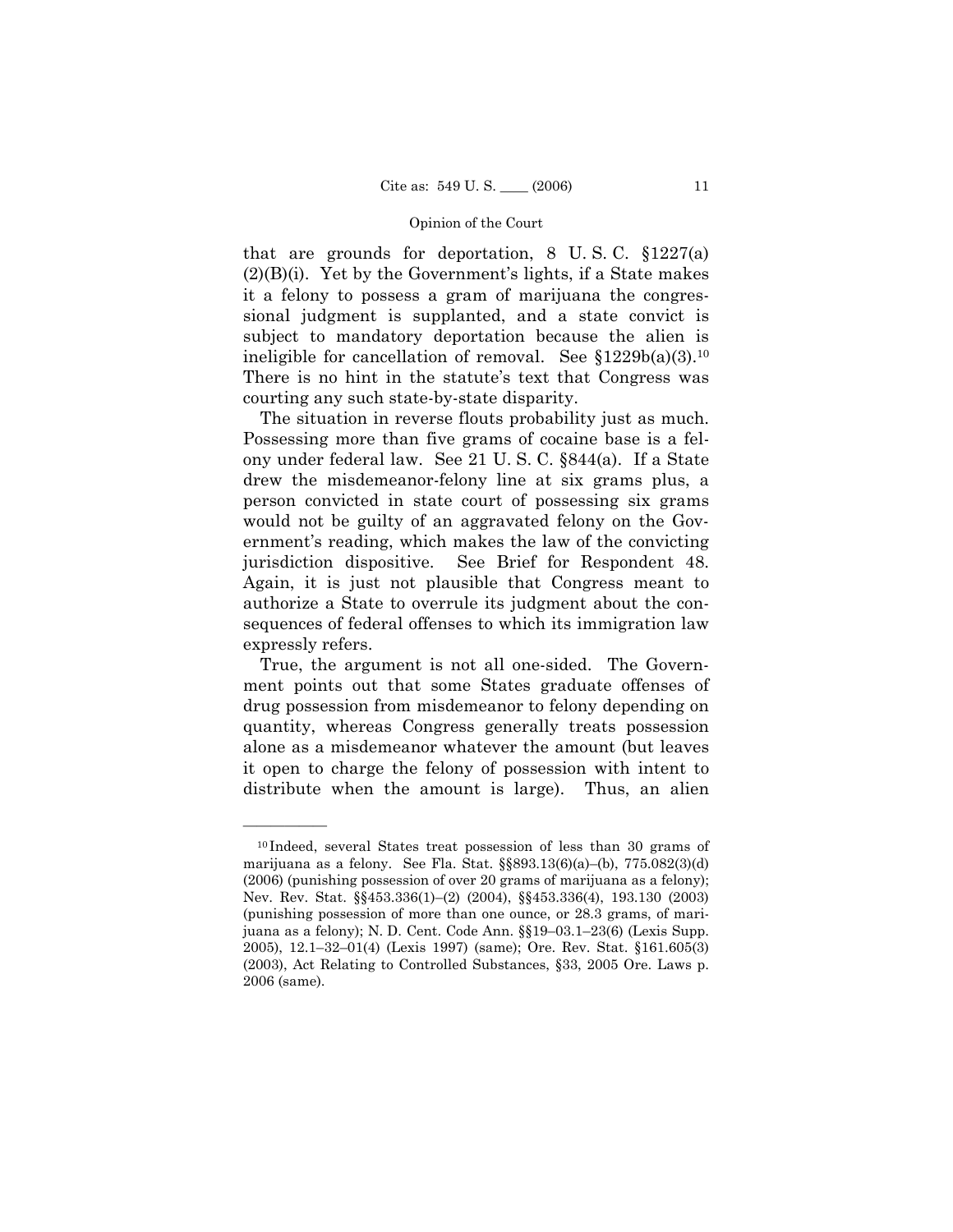that are grounds for deportation, 8 U. S. C. §1227(a)(2)(B)(i). Yet by the Government's lights, if a State makes it a felony to possess a gram of marijuana the congressional judgment is supplanted, and a state convict is subject to mandatory deportation because the alien is ineligible for cancellation of removal. See §1229b(a)(3).[10] There is no hint in the statute's text that Congress was courting any such state-by-state disparity.

The situation in reverse flouts probability just as much. Possessing more than five grams of cocaine base is a felony under federal law. See 21 U. S. C. §844(a). If a State drew the misdemeanor-felony line at six grams plus, a person convicted in state court of possessing six grams would not be guilty of an aggravated felony on the Government's reading, which makes the law of the convicting jurisdiction dispositive. See Brief for Respondent 48. Again, it is just not plausible that Congress meant to authorize a State to overrule its judgment about the consequences of federal offenses to which its immigration law expressly refers.

True, the argument is not all one-sided. The Government points out that some States graduate offenses of drug possession from misdemeanor to felony depending on quantity, whereas Congress generally treats possession alone as a misdemeanor whatever the amount (but leaves it open to charge the felony of possession with intent to distribute when the amount is large). Thus, an alien

---

[10] Indeed, several States treat possession of less than 30 grams of marijuana as a felony. See Fla. Stat. §§893.13(6)(a)–(b), 775.082(3)(d) (2006) (punishing possession of over 20 grams of marijuana as a felony); Nev. Rev. Stat. §§453.336(1)–(2) (2004), §§453.336(4), 193.130 (2003) (punishing possession of more than one ounce, or 28.3 grams, of marijuana as a felony); N. D. Cent. Code Ann. §§19–03.1–23(6) (Lexis Supp. 2005), 12.1–32–01(4) (Lexis 1997) (same); Ore. Rev. Stat. §161.605(3) (2003), Act Relating to Controlled Substances, §33, 2005 Ore. Laws p. 2006 (same).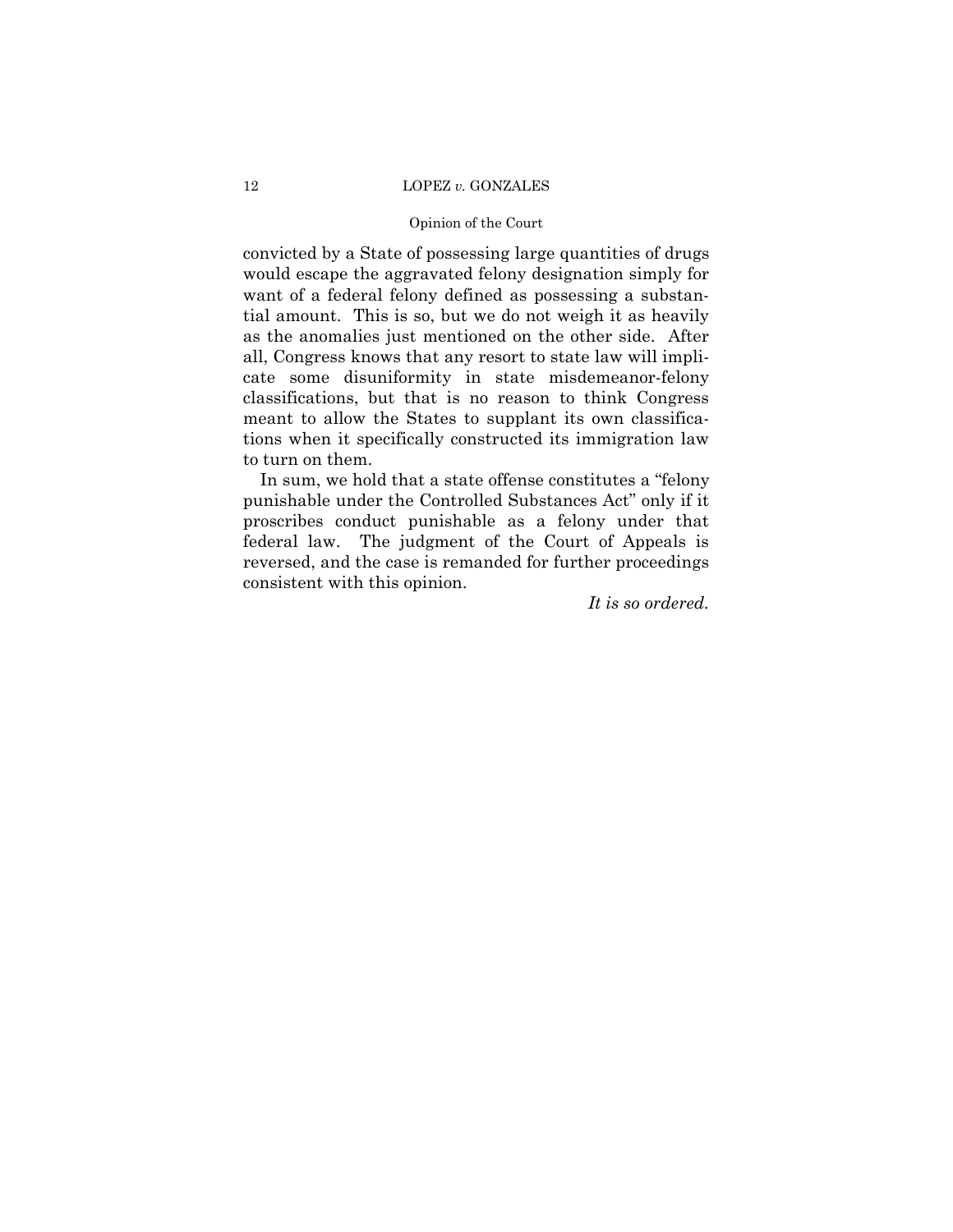convicted by a State of possessing large quantities of drugs would escape the aggravated felony designation simply for want of a federal felony defined as possessing a substantial amount. This is so, but we do not weigh it as heavily as the anomalies just mentioned on the other side. After all, Congress knows that any resort to state law will implicate some disuniformity in state misdemeanor-felony classifications, but that is no reason to think Congress meant to allow the States to supplant its own classifications when it specifically constructed its immigration law to turn on them.

In sum, we hold that a state offense constitutes a "felony punishable under the Controlled Substances Act" only if it proscribes conduct punishable as a felony under that federal law. The judgment of the Court of Appeals is reversed, and the case is remanded for further proceedings consistent with this opinion.

*It is so ordered.*